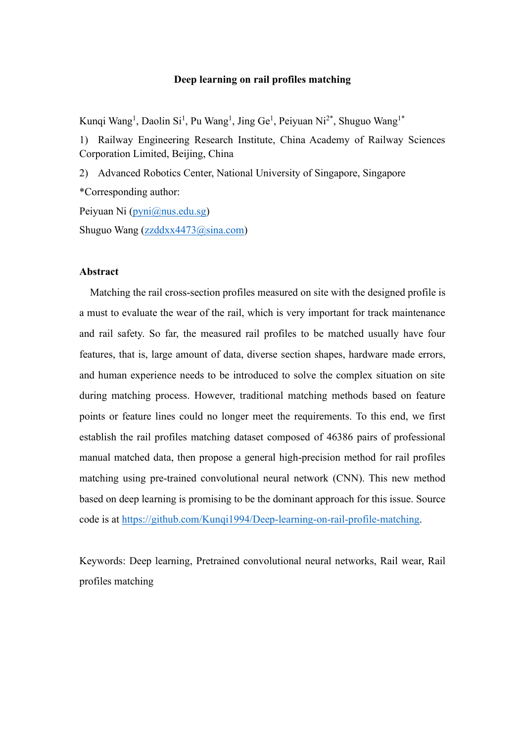# Deep learning on rail profiles matching

Kunqi Wang[1], Daolin Si[1], Pu Wang[1], Jing Ge[1], Peiyuan Ni[2*], Shuguo Wang[1*]

1) Railway Engineering Research Institute, China Academy of Railway Sciences Corporation Limited, Beijing, China

2) Advanced Robotics Center, National University of Singapore, Singapore

*Corresponding author:

Peiyuan Ni (pyni@nus.edu.sg)

Shuguo Wang (zzddxx4473@sina.com)

## Abstract

Matching the rail cross-section profiles measured on site with the designed profile is a must to evaluate the wear of the rail, which is very important for track maintenance and rail safety. So far, the measured rail profiles to be matched usually have four features, that is, large amount of data, diverse section shapes, hardware made errors, and human experience needs to be introduced to solve the complex situation on site during matching process. However, traditional matching methods based on feature points or feature lines could no longer meet the requirements. To this end, we first establish the rail profiles matching dataset composed of 46386 pairs of professional manual matched data, then propose a general high-precision method for rail profiles matching using pre-trained convolutional neural network (CNN). This new method based on deep learning is promising to be the dominant approach for this issue. Source code is at https://github.com/Kunqi1994/Deep-learning-on-rail-profile-matching.

Keywords: Deep learning, Pretrained convolutional neural networks, Rail wear, Rail profiles matching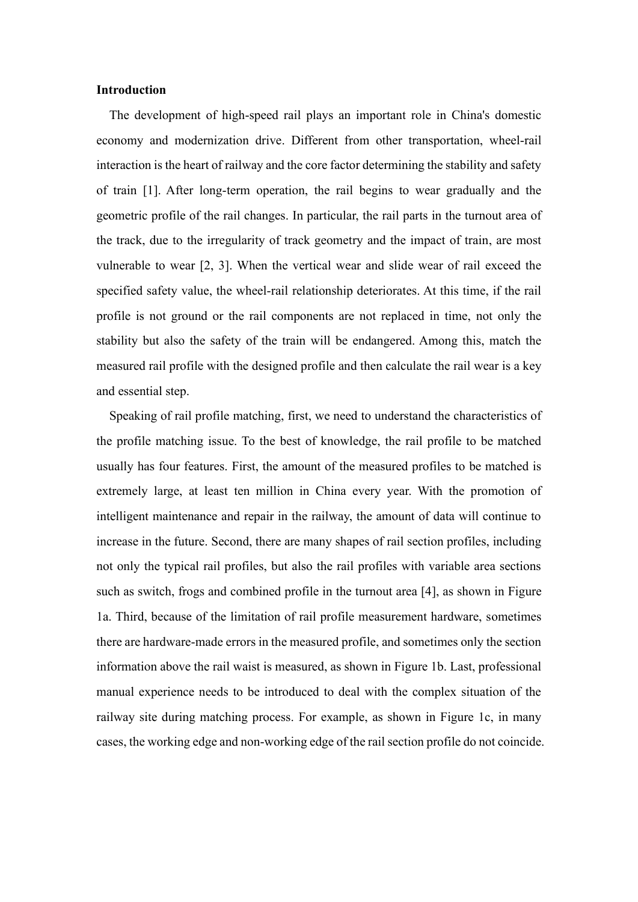**Introduction**

The development of high-speed rail plays an important role in China's domestic economy and modernization drive. Different from other transportation, wheel-rail interaction is the heart of railway and the core factor determining the stability and safety of train [1]. After long-term operation, the rail begins to wear gradually and the geometric profile of the rail changes. In particular, the rail parts in the turnout area of the track, due to the irregularity of track geometry and the impact of train, are most vulnerable to wear [2, 3]. When the vertical wear and slide wear of rail exceed the specified safety value, the wheel-rail relationship deteriorates. At this time, if the rail profile is not ground or the rail components are not replaced in time, not only the stability but also the safety of the train will be endangered. Among this, match the measured rail profile with the designed profile and then calculate the rail wear is a key and essential step.

Speaking of rail profile matching, first, we need to understand the characteristics of the profile matching issue. To the best of knowledge, the rail profile to be matched usually has four features. First, the amount of the measured profiles to be matched is extremely large, at least ten million in China every year. With the promotion of intelligent maintenance and repair in the railway, the amount of data will continue to increase in the future. Second, there are many shapes of rail section profiles, including not only the typical rail profiles, but also the rail profiles with variable area sections such as switch, frogs and combined profile in the turnout area [4], as shown in Figure 1a. Third, because of the limitation of rail profile measurement hardware, sometimes there are hardware-made errors in the measured profile, and sometimes only the section information above the rail waist is measured, as shown in Figure 1b. Last, professional manual experience needs to be introduced to deal with the complex situation of the railway site during matching process. For example, as shown in Figure 1c, in many cases, the working edge and non-working edge of the rail section profile do not coincide.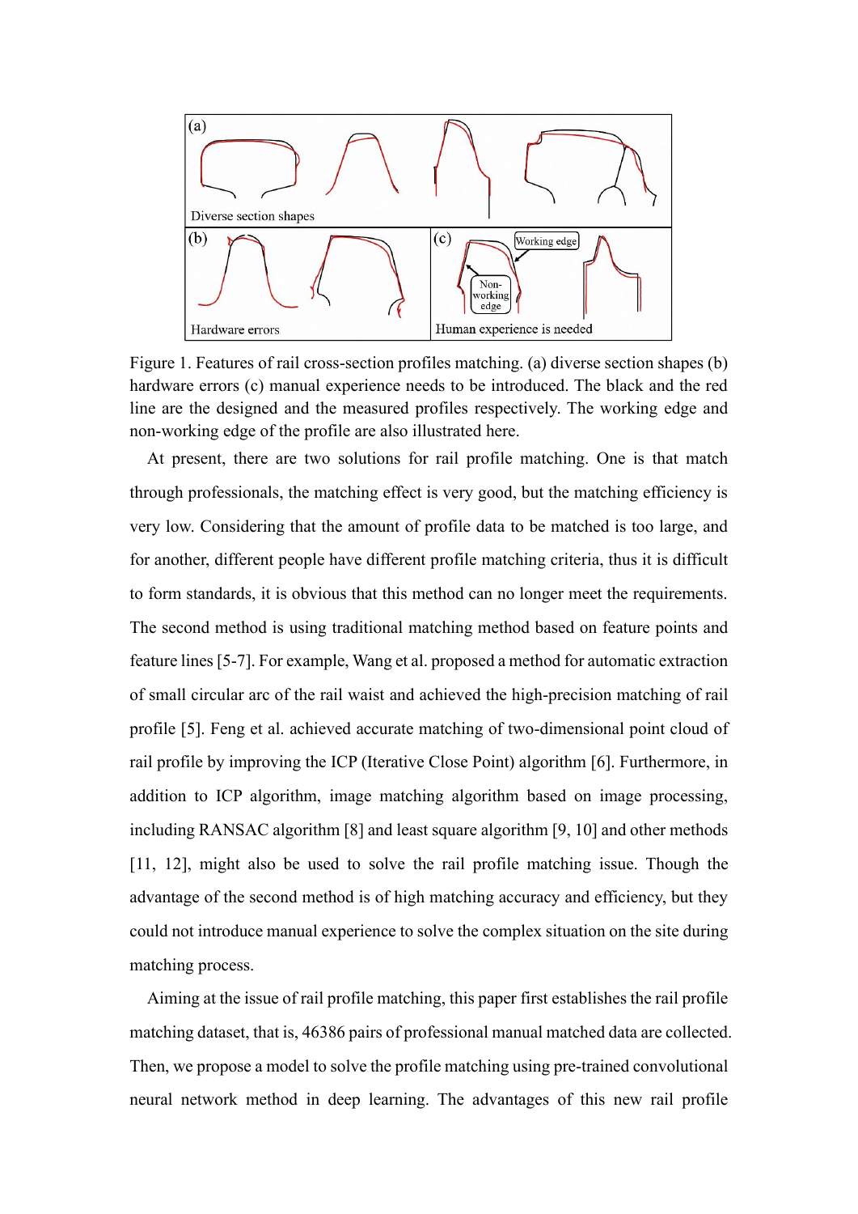Figure 1. Features of rail cross-section profiles matching. (a) diverse section shapes (b) hardware errors (c) manual experience needs to be introduced. The black and the red line are the designed and the measured profiles respectively. The working edge and non-working edge of the profile are also illustrated here.

At present, there are two solutions for rail profile matching. One is that match through professionals, the matching effect is very good, but the matching efficiency is very low. Considering that the amount of profile data to be matched is too large, and for another, different people have different profile matching criteria, thus it is difficult to form standards, it is obvious that this method can no longer meet the requirements. The second method is using traditional matching method based on feature points and feature lines [5-7]. For example, Wang et al. proposed a method for automatic extraction of small circular arc of the rail waist and achieved the high-precision matching of rail profile [5]. Feng et al. achieved accurate matching of two-dimensional point cloud of rail profile by improving the ICP (Iterative Close Point) algorithm [6]. Furthermore, in addition to ICP algorithm, image matching algorithm based on image processing, including RANSAC algorithm [8] and least square algorithm [9, 10] and other methods [11, 12], might also be used to solve the rail profile matching issue. Though the advantage of the second method is of high matching accuracy and efficiency, but they could not introduce manual experience to solve the complex situation on the site during matching process.

Aiming at the issue of rail profile matching, this paper first establishes the rail profile matching dataset, that is, 46386 pairs of professional manual matched data are collected. Then, we propose a model to solve the profile matching using pre-trained convolutional neural network method in deep learning. The advantages of this new rail profile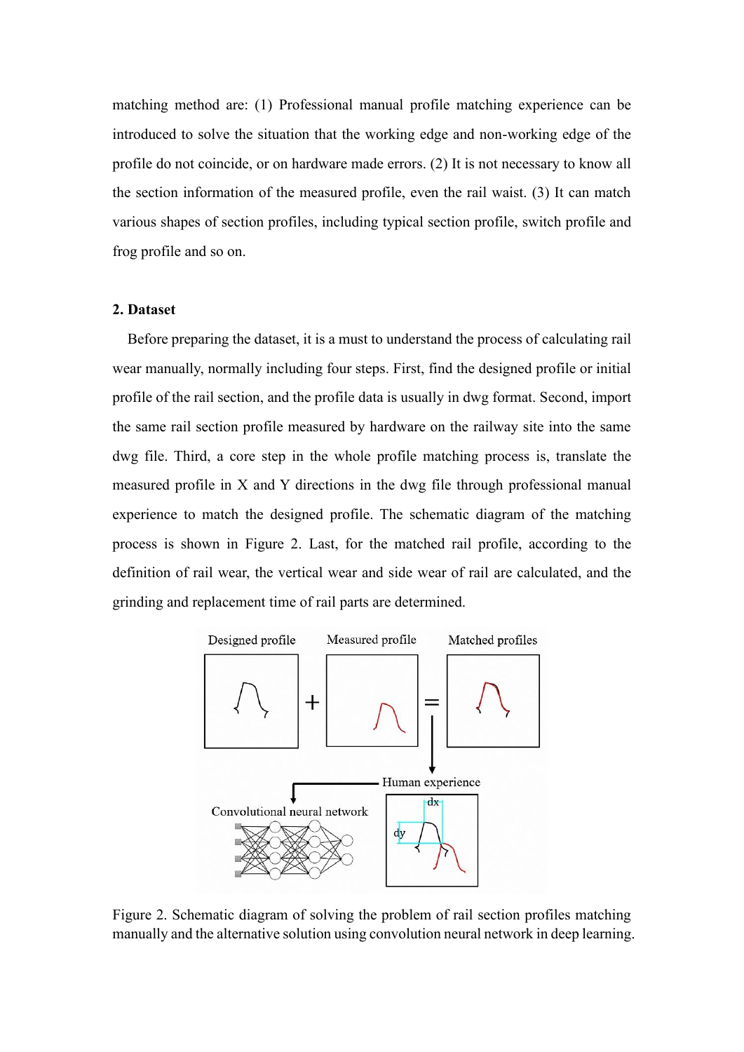matching method are: (1) Professional manual profile matching experience can be introduced to solve the situation that the working edge and non-working edge of the profile do not coincide, or on hardware made errors. (2) It is not necessary to know all the section information of the measured profile, even the rail waist. (3) It can match various shapes of section profiles, including typical section profile, switch profile and frog profile and so on.

## 2. Dataset

Before preparing the dataset, it is a must to understand the process of calculating rail wear manually, normally including four steps. First, find the designed profile or initial profile of the rail section, and the profile data is usually in dwg format. Second, import the same rail section profile measured by hardware on the railway site into the same dwg file. Third, a core step in the whole profile matching process is, translate the measured profile in X and Y directions in the dwg file through professional manual experience to match the designed profile. The schematic diagram of the matching process is shown in Figure 2. Last, for the matched rail profile, according to the definition of rail wear, the vertical wear and side wear of rail are calculated, and the grinding and replacement time of rail parts are determined.

Figure 2. Schematic diagram of solving the problem of rail section profiles matching manually and the alternative solution using convolution neural network in deep learning.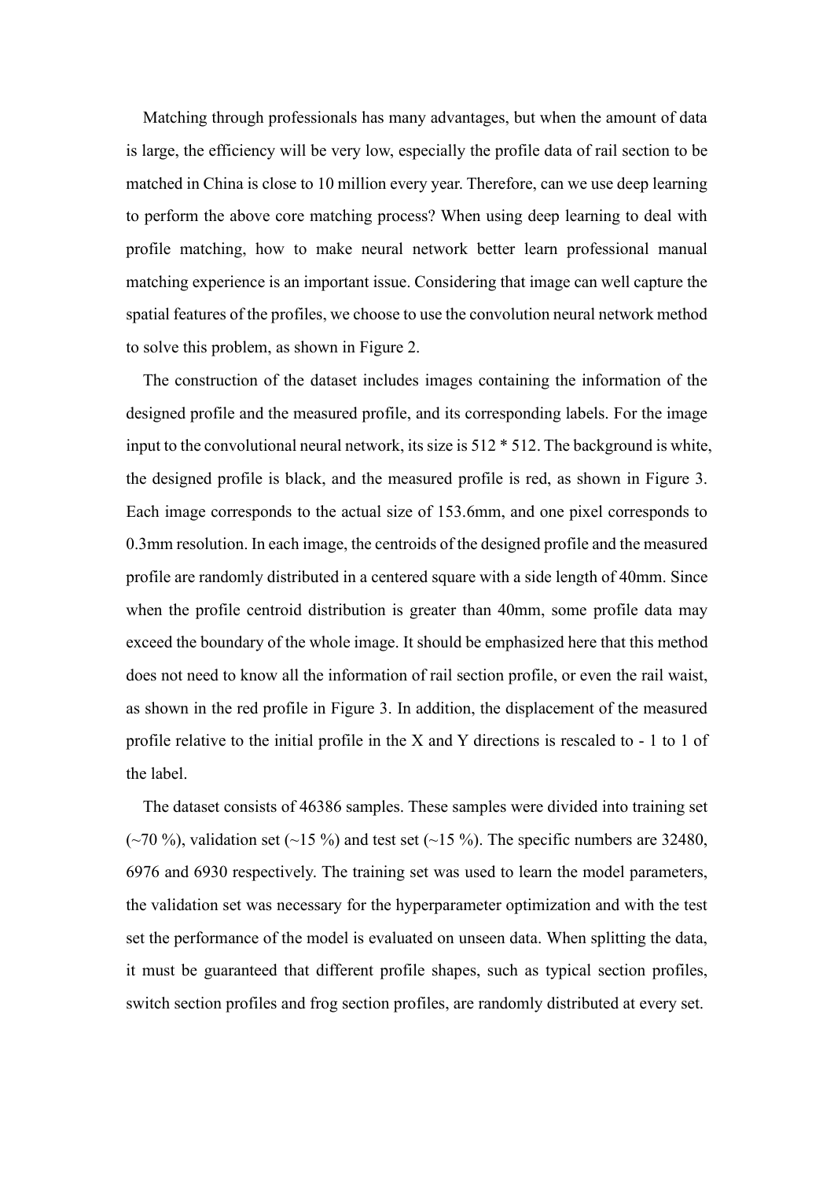Matching through professionals has many advantages, but when the amount of data is large, the efficiency will be very low, especially the profile data of rail section to be matched in China is close to 10 million every year. Therefore, can we use deep learning to perform the above core matching process? When using deep learning to deal with profile matching, how to make neural network better learn professional manual matching experience is an important issue. Considering that image can well capture the spatial features of the profiles, we choose to use the convolution neural network method to solve this problem, as shown in Figure 2.

The construction of the dataset includes images containing the information of the designed profile and the measured profile, and its corresponding labels. For the image input to the convolutional neural network, its size is 512 * 512. The background is white, the designed profile is black, and the measured profile is red, as shown in Figure 3. Each image corresponds to the actual size of 153.6mm, and one pixel corresponds to 0.3mm resolution. In each image, the centroids of the designed profile and the measured profile are randomly distributed in a centered square with a side length of 40mm. Since when the profile centroid distribution is greater than 40mm, some profile data may exceed the boundary of the whole image. It should be emphasized here that this method does not need to know all the information of rail section profile, or even the rail waist, as shown in the red profile in Figure 3. In addition, the displacement of the measured profile relative to the initial profile in the X and Y directions is rescaled to - 1 to 1 of the label.

The dataset consists of 46386 samples. These samples were divided into training set (~70 %), validation set (~15 %) and test set (~15 %). The specific numbers are 32480, 6976 and 6930 respectively. The training set was used to learn the model parameters, the validation set was necessary for the hyperparameter optimization and with the test set the performance of the model is evaluated on unseen data. When splitting the data, it must be guaranteed that different profile shapes, such as typical section profiles, switch section profiles and frog section profiles, are randomly distributed at every set.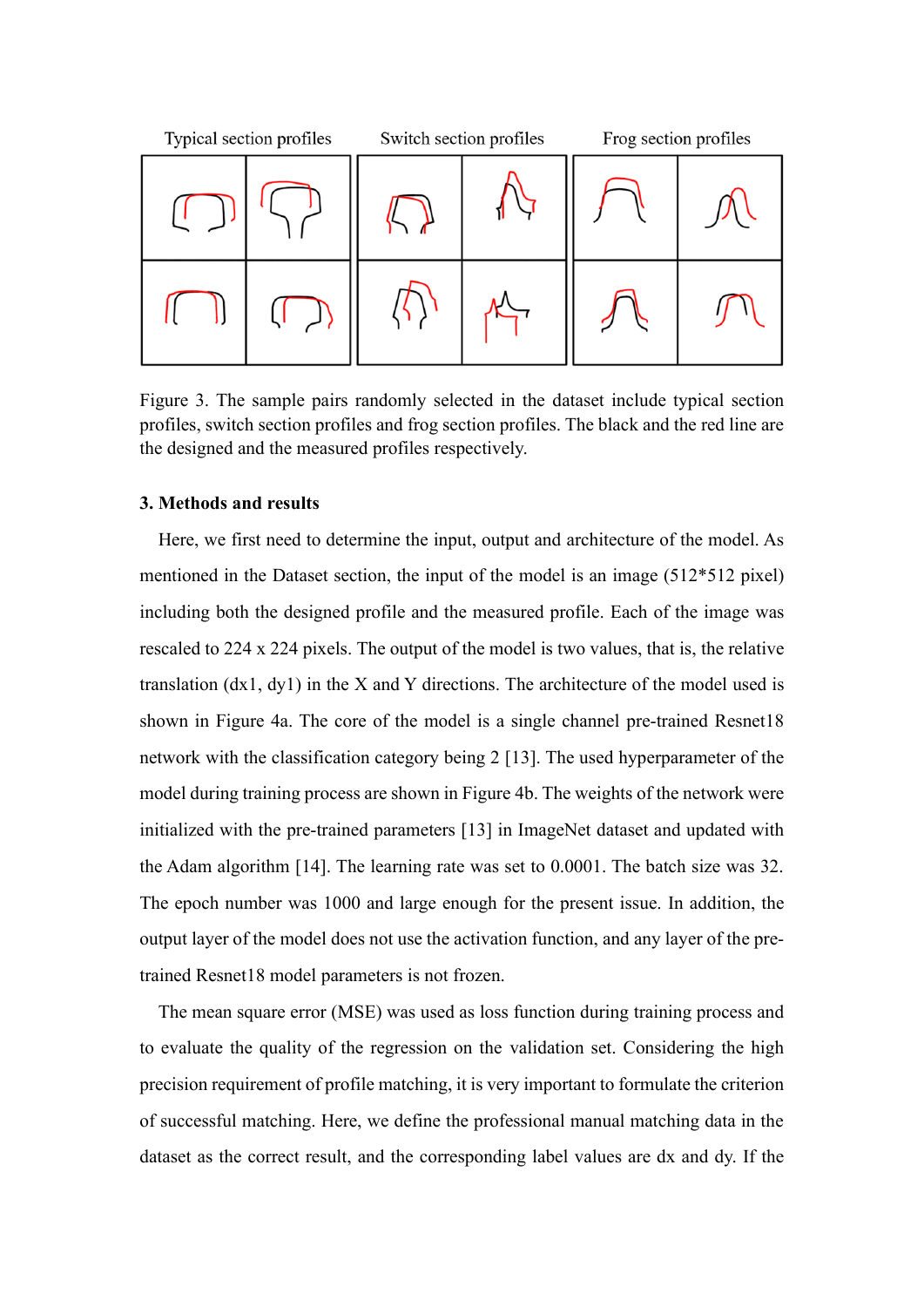Typical section profiles Switch section profiles Frog section profiles

Figure 3. The sample pairs randomly selected in the dataset include typical section profiles, switch section profiles and frog section profiles. The black and the red line are the designed and the measured profiles respectively.

## 3. Methods and results

Here, we first need to determine the input, output and architecture of the model. As mentioned in the Dataset section, the input of the model is an image (512*512 pixel) including both the designed profile and the measured profile. Each of the image was rescaled to 224 x 224 pixels. The output of the model is two values, that is, the relative translation (dx1, dy1) in the X and Y directions. The architecture of the model used is shown in Figure 4a. The core of the model is a single channel pre-trained Resnet18 network with the classification category being 2 [13]. The used hyperparameter of the model during training process are shown in Figure 4b. The weights of the network were initialized with the pre-trained parameters [13] in ImageNet dataset and updated with the Adam algorithm [14]. The learning rate was set to 0.0001. The batch size was 32. The epoch number was 1000 and large enough for the present issue. In addition, the output layer of the model does not use the activation function, and any layer of the pre-trained Resnet18 model parameters is not frozen.

The mean square error (MSE) was used as loss function during training process and to evaluate the quality of the regression on the validation set. Considering the high precision requirement of profile matching, it is very important to formulate the criterion of successful matching. Here, we define the professional manual matching data in the dataset as the correct result, and the corresponding label values are dx and dy. If the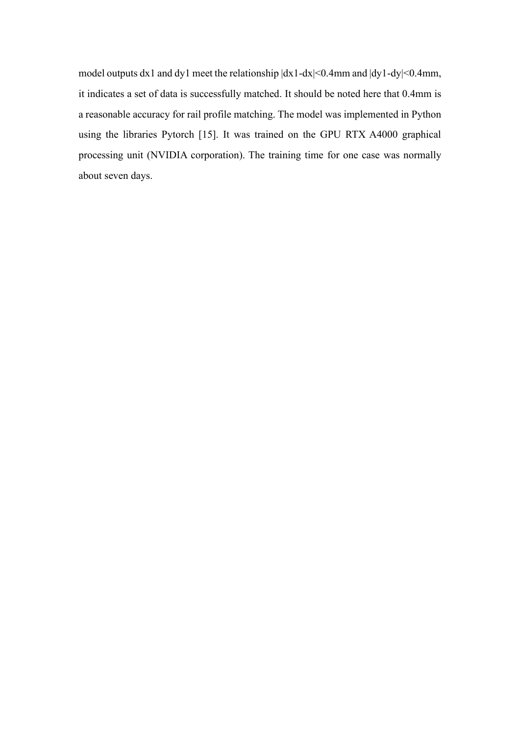model outputs $dx1$ and $dy1$ meet the relationship $|dx1-dx|<0.4$mm and $|dy1-dy|<0.4$mm, it indicates a set of data is successfully matched. It should be noted here that 0.4mm is a reasonable accuracy for rail profile matching. The model was implemented in Python using the libraries Pytorch [15]. It was trained on the GPU RTX A4000 graphical processing unit (NVIDIA corporation). The training time for one case was normally about seven days.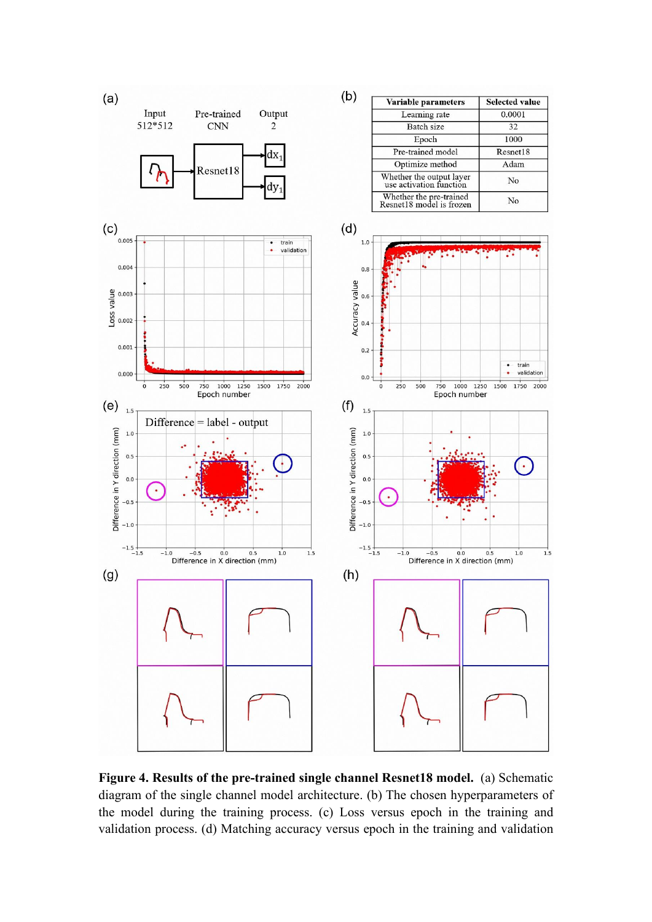**Figure 4. Results of the pre-trained single channel Resnet18 model.** (a) Schematic diagram of the single channel model architecture. (b) The chosen hyperparameters of the model during the training process. (c) Loss versus epoch in the training and validation process. (d) Matching accuracy versus epoch in the training and validation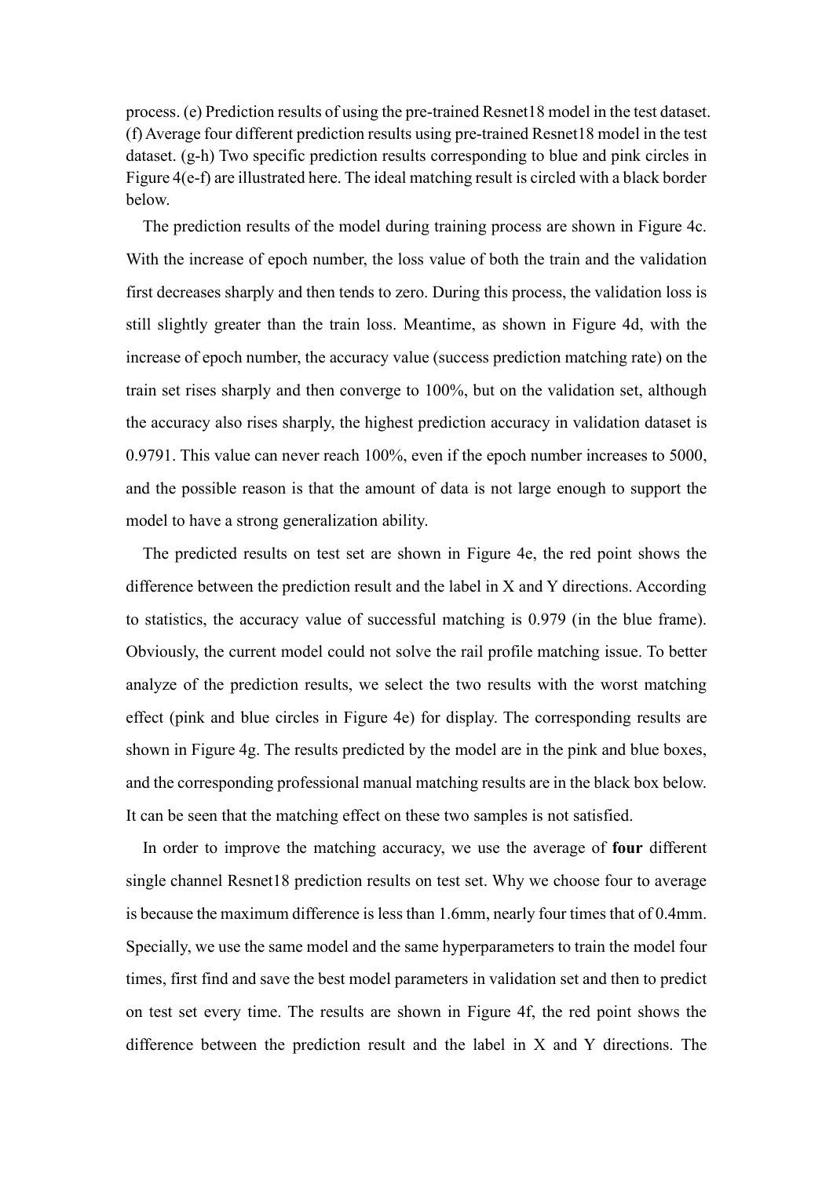process. (e) Prediction results of using the pre-trained Resnet18 model in the test dataset. (f) Average four different prediction results using pre-trained Resnet18 model in the test dataset. (g-h) Two specific prediction results corresponding to blue and pink circles in Figure 4(e-f) are illustrated here. The ideal matching result is circled with a black border below.

The prediction results of the model during training process are shown in Figure 4c. With the increase of epoch number, the loss value of both the train and the validation first decreases sharply and then tends to zero. During this process, the validation loss is still slightly greater than the train loss. Meantime, as shown in Figure 4d, with the increase of epoch number, the accuracy value (success prediction matching rate) on the train set rises sharply and then converge to 100%, but on the validation set, although the accuracy also rises sharply, the highest prediction accuracy in validation dataset is 0.9791. This value can never reach 100%, even if the epoch number increases to 5000, and the possible reason is that the amount of data is not large enough to support the model to have a strong generalization ability.

The predicted results on test set are shown in Figure 4e, the red point shows the difference between the prediction result and the label in X and Y directions. According to statistics, the accuracy value of successful matching is 0.979 (in the blue frame). Obviously, the current model could not solve the rail profile matching issue. To better analyze of the prediction results, we select the two results with the worst matching effect (pink and blue circles in Figure 4e) for display. The corresponding results are shown in Figure 4g. The results predicted by the model are in the pink and blue boxes, and the corresponding professional manual matching results are in the black box below. It can be seen that the matching effect on these two samples is not satisfied.

In order to improve the matching accuracy, we use the average of **four** different single channel Resnet18 prediction results on test set. Why we choose four to average is because the maximum difference is less than 1.6mm, nearly four times that of 0.4mm. Specially, we use the same model and the same hyperparameters to train the model four times, first find and save the best model parameters in validation set and then to predict on test set every time. The results are shown in Figure 4f, the red point shows the difference between the prediction result and the label in X and Y directions. The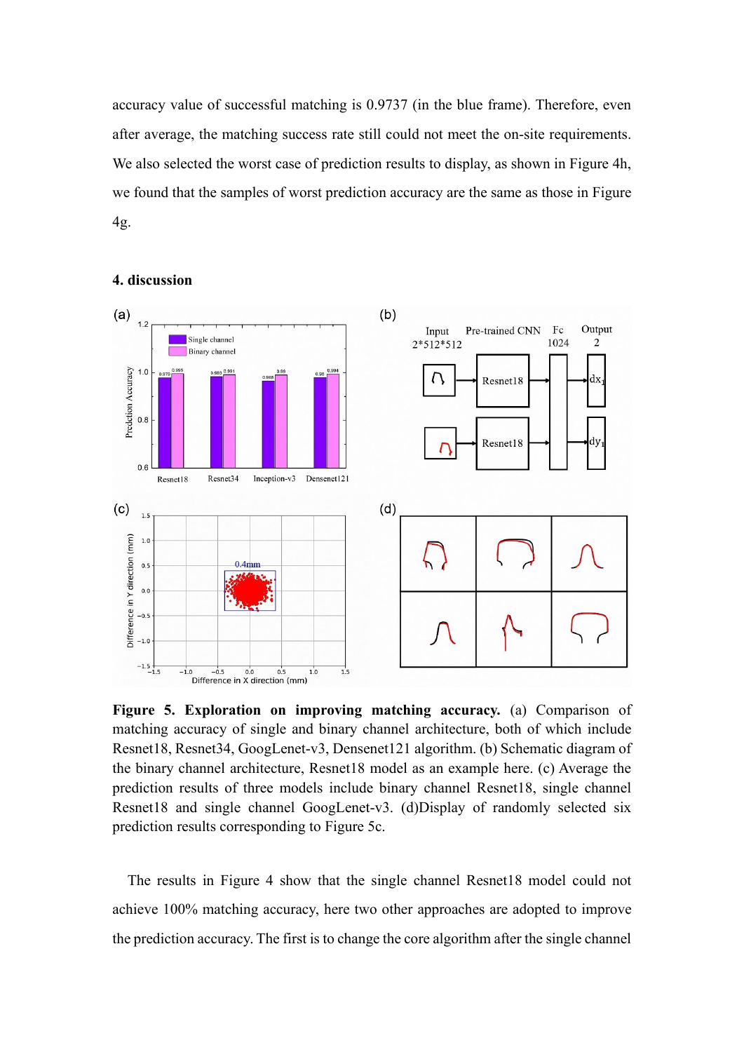accuracy value of successful matching is 0.9737 (in the blue frame). Therefore, even after average, the matching success rate still could not meet the on-site requirements. We also selected the worst case of prediction results to display, as shown in Figure 4h, we found that the samples of worst prediction accuracy are the same as those in Figure 4g.

## 4. discussion

**Figure 5. Exploration on improving matching accuracy.** (a) Comparison of matching accuracy of single and binary channel architecture, both of which include Resnet18, Resnet34, GoogLenet-v3, Densenet121 algorithm. (b) Schematic diagram of the binary channel architecture, Resnet18 model as an example here. (c) Average the prediction results of three models include binary channel Resnet18, single channel Resnet18 and single channel GoogLenet-v3. (d)Display of randomly selected six prediction results corresponding to Figure 5c.

The results in Figure 4 show that the single channel Resnet18 model could not achieve 100% matching accuracy, here two other approaches are adopted to improve the prediction accuracy. The first is to change the core algorithm after the single channel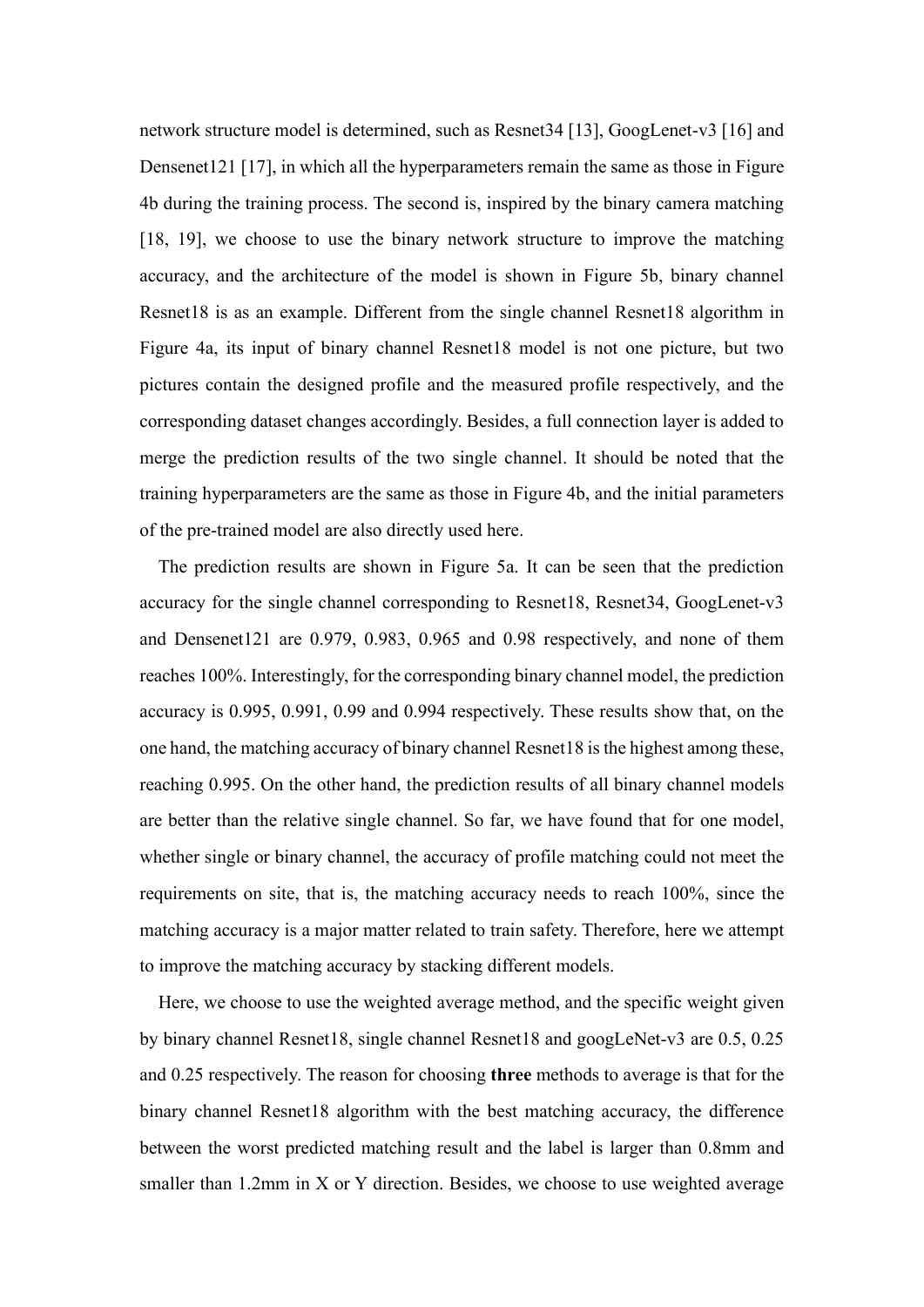network structure model is determined, such as Resnet34 [13], GoogLenet-v3 [16] and Densenet121 [17], in which all the hyperparameters remain the same as those in Figure 4b during the training process. The second is, inspired by the binary camera matching [18, 19], we choose to use the binary network structure to improve the matching accuracy, and the architecture of the model is shown in Figure 5b, binary channel Resnet18 is as an example. Different from the single channel Resnet18 algorithm in Figure 4a, its input of binary channel Resnet18 model is not one picture, but two pictures contain the designed profile and the measured profile respectively, and the corresponding dataset changes accordingly. Besides, a full connection layer is added to merge the prediction results of the two single channel. It should be noted that the training hyperparameters are the same as those in Figure 4b, and the initial parameters of the pre-trained model are also directly used here.

The prediction results are shown in Figure 5a. It can be seen that the prediction accuracy for the single channel corresponding to Resnet18, Resnet34, GoogLenet-v3 and Densenet121 are 0.979, 0.983, 0.965 and 0.98 respectively, and none of them reaches 100%. Interestingly, for the corresponding binary channel model, the prediction accuracy is 0.995, 0.991, 0.99 and 0.994 respectively. These results show that, on the one hand, the matching accuracy of binary channel Resnet18 is the highest among these, reaching 0.995. On the other hand, the prediction results of all binary channel models are better than the relative single channel. So far, we have found that for one model, whether single or binary channel, the accuracy of profile matching could not meet the requirements on site, that is, the matching accuracy needs to reach 100%, since the matching accuracy is a major matter related to train safety. Therefore, here we attempt to improve the matching accuracy by stacking different models.

Here, we choose to use the weighted average method, and the specific weight given by binary channel Resnet18, single channel Resnet18 and googLeNet-v3 are 0.5, 0.25 and 0.25 respectively. The reason for choosing **three** methods to average is that for the binary channel Resnet18 algorithm with the best matching accuracy, the difference between the worst predicted matching result and the label is larger than 0.8mm and smaller than 1.2mm in X or Y direction. Besides, we choose to use weighted average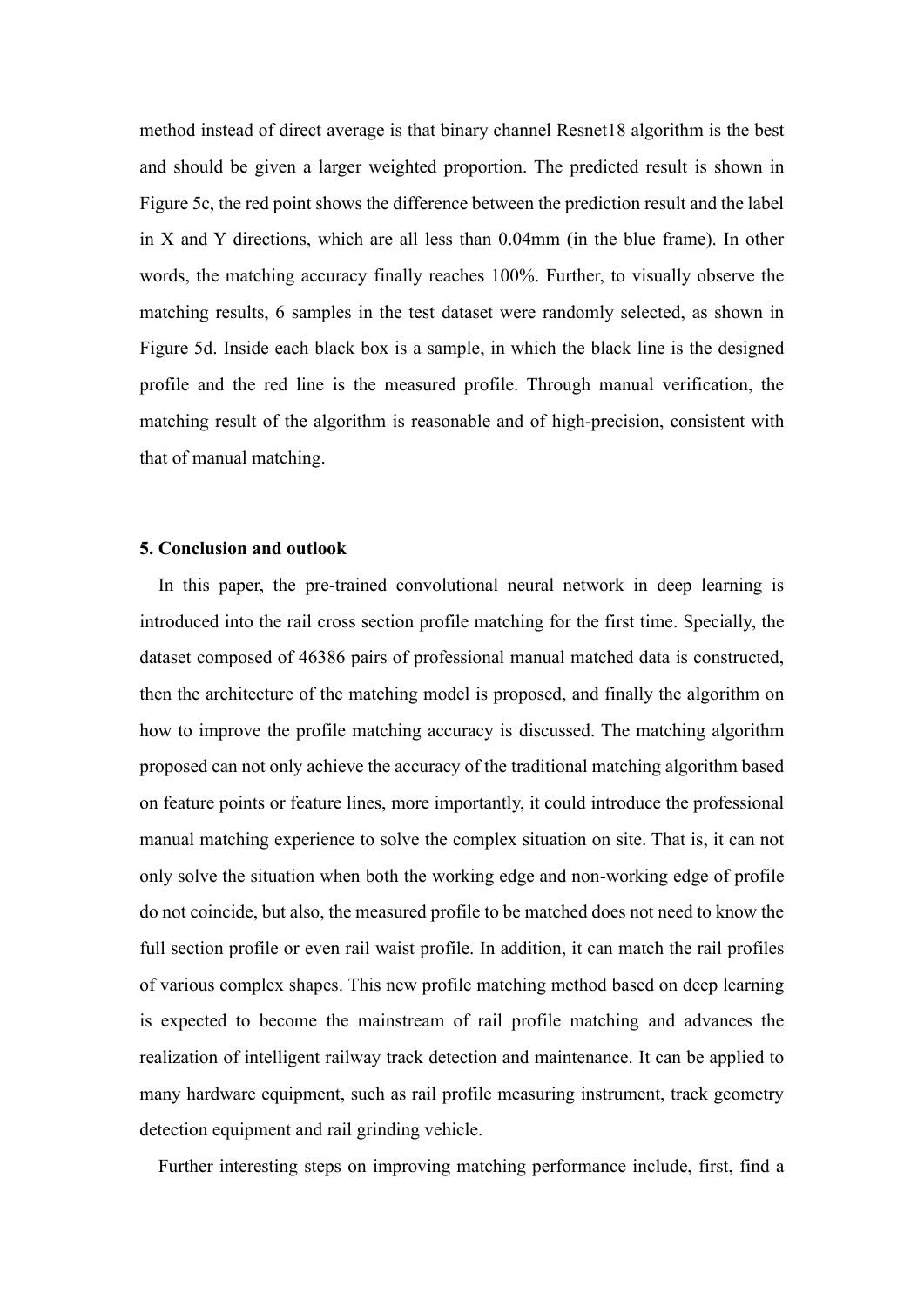method instead of direct average is that binary channel Resnet18 algorithm is the best and should be given a larger weighted proportion. The predicted result is shown in Figure 5c, the red point shows the difference between the prediction result and the label in X and Y directions, which are all less than 0.04mm (in the blue frame). In other words, the matching accuracy finally reaches 100%. Further, to visually observe the matching results, 6 samples in the test dataset were randomly selected, as shown in Figure 5d. Inside each black box is a sample, in which the black line is the designed profile and the red line is the measured profile. Through manual verification, the matching result of the algorithm is reasonable and of high-precision, consistent with that of manual matching.

## 5. Conclusion and outlook

In this paper, the pre-trained convolutional neural network in deep learning is introduced into the rail cross section profile matching for the first time. Specially, the dataset composed of 46386 pairs of professional manual matched data is constructed, then the architecture of the matching model is proposed, and finally the algorithm on how to improve the profile matching accuracy is discussed. The matching algorithm proposed can not only achieve the accuracy of the traditional matching algorithm based on feature points or feature lines, more importantly, it could introduce the professional manual matching experience to solve the complex situation on site. That is, it can not only solve the situation when both the working edge and non-working edge of profile do not coincide, but also, the measured profile to be matched does not need to know the full section profile or even rail waist profile. In addition, it can match the rail profiles of various complex shapes. This new profile matching method based on deep learning is expected to become the mainstream of rail profile matching and advances the realization of intelligent railway track detection and maintenance. It can be applied to many hardware equipment, such as rail profile measuring instrument, track geometry detection equipment and rail grinding vehicle.

Further interesting steps on improving matching performance include, first, find a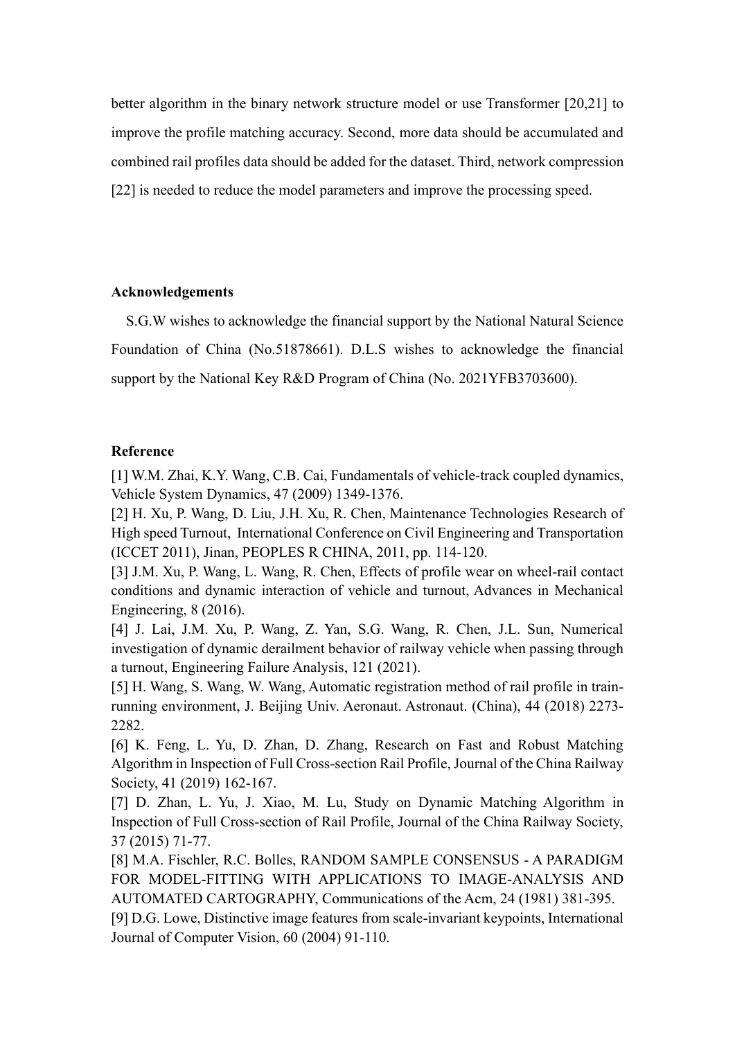better algorithm in the binary network structure model or use Transformer [20,21] to improve the profile matching accuracy. Second, more data should be accumulated and combined rail profiles data should be added for the dataset. Third, network compression [22] is needed to reduce the model parameters and improve the processing speed.

## Acknowledgements

S.G.W wishes to acknowledge the financial support by the National Natural Science Foundation of China (No.51878661). D.L.S wishes to acknowledge the financial support by the National Key R&D Program of China (No. 2021YFB3703600).

## Reference

[1] W.M. Zhai, K.Y. Wang, C.B. Cai, Fundamentals of vehicle-track coupled dynamics, Vehicle System Dynamics, 47 (2009) 1349-1376.

[2] H. Xu, P. Wang, D. Liu, J.H. Xu, R. Chen, Maintenance Technologies Research of High speed Turnout, International Conference on Civil Engineering and Transportation (ICCET 2011), Jinan, PEOPLES R CHINA, 2011, pp. 114-120.

[3] J.M. Xu, P. Wang, L. Wang, R. Chen, Effects of profile wear on wheel-rail contact conditions and dynamic interaction of vehicle and turnout, Advances in Mechanical Engineering, 8 (2016).

[4] J. Lai, J.M. Xu, P. Wang, Z. Yan, S.G. Wang, R. Chen, J.L. Sun, Numerical investigation of dynamic derailment behavior of railway vehicle when passing through a turnout, Engineering Failure Analysis, 121 (2021).

[5] H. Wang, S. Wang, W. Wang, Automatic registration method of rail profile in train-running environment, J. Beijing Univ. Aeronaut. Astronaut. (China), 44 (2018) 2273-2282.

[6] K. Feng, L. Yu, D. Zhan, D. Zhang, Research on Fast and Robust Matching Algorithm in Inspection of Full Cross-section Rail Profile, Journal of the China Railway Society, 41 (2019) 162-167.

[7] D. Zhan, L. Yu, J. Xiao, M. Lu, Study on Dynamic Matching Algorithm in Inspection of Full Cross-section of Rail Profile, Journal of the China Railway Society, 37 (2015) 71-77.

[8] M.A. Fischler, R.C. Bolles, RANDOM SAMPLE CONSENSUS - A PARADIGM FOR MODEL-FITTING WITH APPLICATIONS TO IMAGE-ANALYSIS AND AUTOMATED CARTOGRAPHY, Communications of the Acm, 24 (1981) 381-395.

[9] D.G. Lowe, Distinctive image features from scale-invariant keypoints, International Journal of Computer Vision, 60 (2004) 91-110.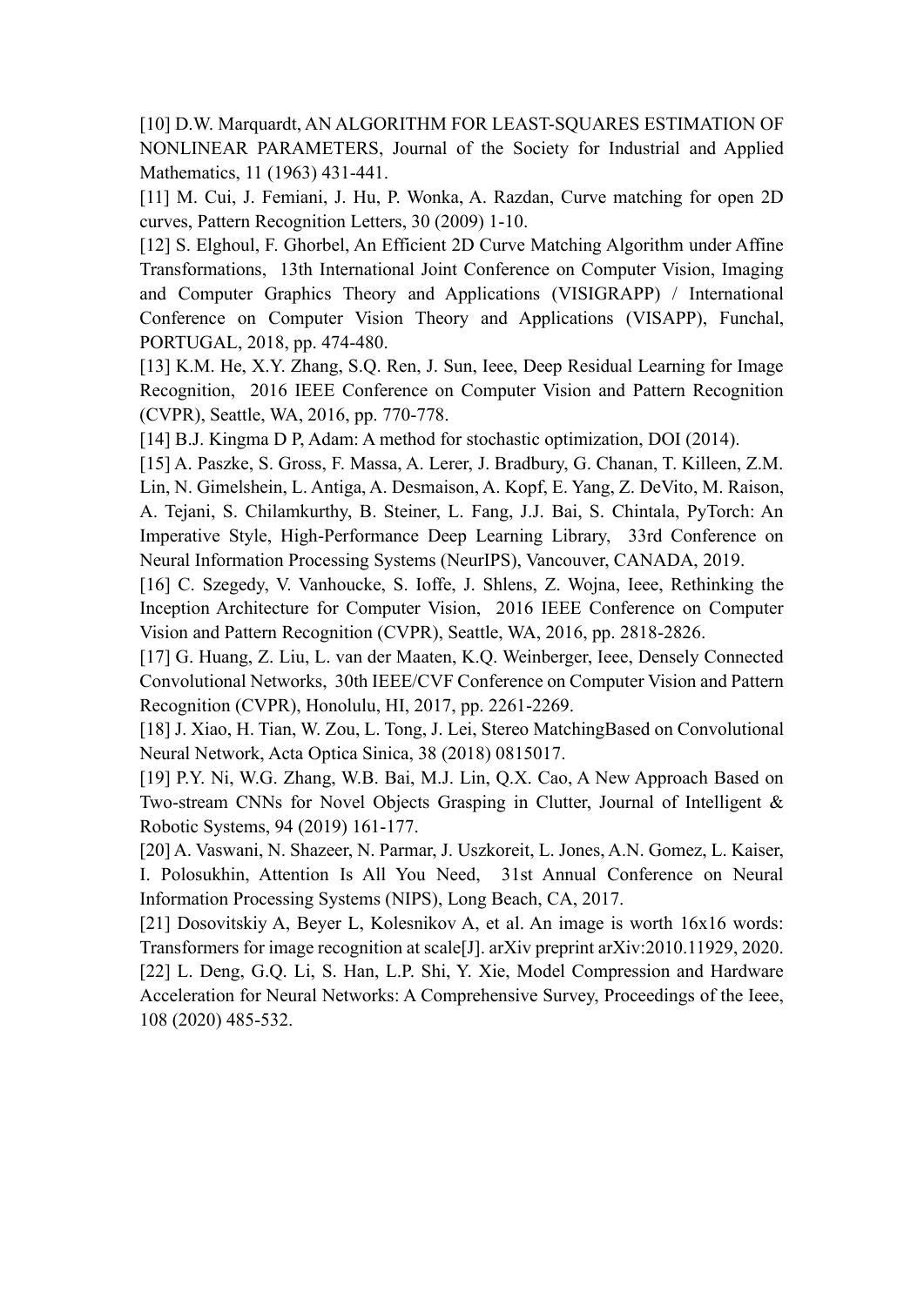[10] D.W. Marquardt, AN ALGORITHM FOR LEAST-SQUARES ESTIMATION OF NONLINEAR PARAMETERS, Journal of the Society for Industrial and Applied Mathematics, 11 (1963) 431-441.

[11] M. Cui, J. Femiani, J. Hu, P. Wonka, A. Razdan, Curve matching for open 2D curves, Pattern Recognition Letters, 30 (2009) 1-10.

[12] S. Elghoul, F. Ghorbel, An Efficient 2D Curve Matching Algorithm under Affine Transformations, 13th International Joint Conference on Computer Vision, Imaging and Computer Graphics Theory and Applications (VISIGRAPP) / International Conference on Computer Vision Theory and Applications (VISAPP), Funchal, PORTUGAL, 2018, pp. 474-480.

[13] K.M. He, X.Y. Zhang, S.Q. Ren, J. Sun, Ieee, Deep Residual Learning for Image Recognition, 2016 IEEE Conference on Computer Vision and Pattern Recognition (CVPR), Seattle, WA, 2016, pp. 770-778.

[14] B.J. Kingma D P, Adam: A method for stochastic optimization, DOI (2014).

[15] A. Paszke, S. Gross, F. Massa, A. Lerer, J. Bradbury, G. Chanan, T. Killeen, Z.M. Lin, N. Gimelshein, L. Antiga, A. Desmaison, A. Kopf, E. Yang, Z. DeVito, M. Raison, A. Tejani, S. Chilamkurthy, B. Steiner, L. Fang, J.J. Bai, S. Chintala, PyTorch: An Imperative Style, High-Performance Deep Learning Library, 33rd Conference on Neural Information Processing Systems (NeurIPS), Vancouver, CANADA, 2019.

[16] C. Szegedy, V. Vanhoucke, S. Ioffe, J. Shlens, Z. Wojna, Ieee, Rethinking the Inception Architecture for Computer Vision, 2016 IEEE Conference on Computer Vision and Pattern Recognition (CVPR), Seattle, WA, 2016, pp. 2818-2826.

[17] G. Huang, Z. Liu, L. van der Maaten, K.Q. Weinberger, Ieee, Densely Connected Convolutional Networks, 30th IEEE/CVF Conference on Computer Vision and Pattern Recognition (CVPR), Honolulu, HI, 2017, pp. 2261-2269.

[18] J. Xiao, H. Tian, W. Zou, L. Tong, J. Lei, Stereo MatchingBased on Convolutional Neural Network, Acta Optica Sinica, 38 (2018) 0815017.

[19] P.Y. Ni, W.G. Zhang, W.B. Bai, M.J. Lin, Q.X. Cao, A New Approach Based on Two-stream CNNs for Novel Objects Grasping in Clutter, Journal of Intelligent & Robotic Systems, 94 (2019) 161-177.

[20] A. Vaswani, N. Shazeer, N. Parmar, J. Uszkoreit, L. Jones, A.N. Gomez, L. Kaiser, I. Polosukhin, Attention Is All You Need, 31st Annual Conference on Neural Information Processing Systems (NIPS), Long Beach, CA, 2017.

[21] Dosovitskiy A, Beyer L, Kolesnikov A, et al. An image is worth 16x16 words: Transformers for image recognition at scale[J]. arXiv preprint arXiv:2010.11929, 2020.

[22] L. Deng, G.Q. Li, S. Han, L.P. Shi, Y. Xie, Model Compression and Hardware Acceleration for Neural Networks: A Comprehensive Survey, Proceedings of the Ieee, 108 (2020) 485-532.